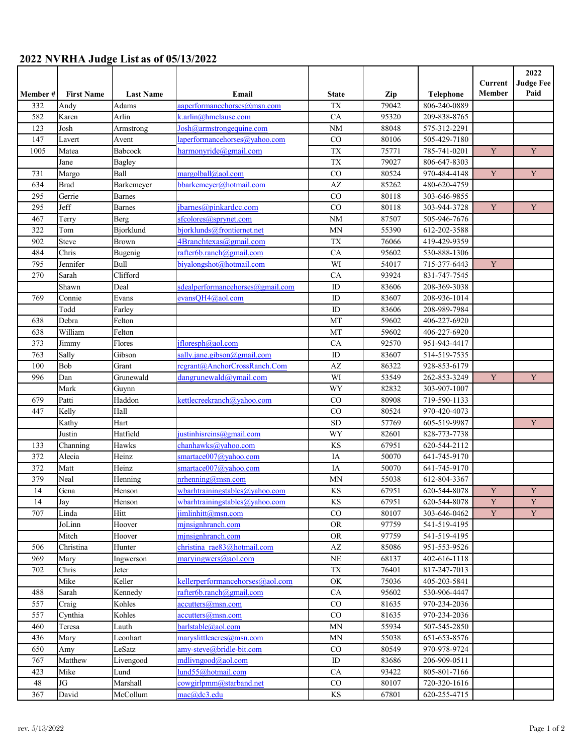# 2022 NVRHA Judge List as of 05/13/2022

| Member # | First Name | Last Name | Email | State | Zip | Telephone | Current Member | 2022 Judge Fee Paid |
|---|---|---|---|---|---|---|---|---|
| 332 | Andy | Adams | aaperformancehorses@msn.com | TX | 79042 | 806-240-0889 | | |
| 582 | Karen | Arlin | k.arlin@hmclause.com | CA | 95320 | 209-838-8765 | | |
| 123 | Josh | Armstrong | Josh@armstrongequine.com | NM | 88048 | 575-312-2291 | | |
| 147 | Lavert | Avent | laperformancehorses@yahoo.com | CO | 80106 | 505-429-7180 | | |
| 1005 | Matea | Babcock | harmonyride@gmail.com | TX | 75771 | 785-741-0201 | Y | Y |
| | Jane | Bagley | | TX | 79027 | 806-647-8303 | | |
| 731 | Margo | Ball | margolball@aol.com | CO | 80524 | 970-484-4148 | Y | Y |
| 634 | Brad | Barkemeyer | bbarkemeyer@hotmail.com | AZ | 85262 | 480-620-4759 | | |
| 295 | Gerrie | Barnes | | CO | 80118 | 303-646-9855 | | |
| 295 | Jeff | Barnes | jbarnes@pinkardcc.com | CO | 80118 | 303-944-3728 | Y | Y |
| 467 | Terry | Berg | sfcolores@sprynet.com | NM | 87507 | 505-946-7676 | | |
| 322 | Tom | Bjorklund | bjorklunds@frontiernet.net | MN | 55390 | 612-202-3588 | | |
| 902 | Steve | Brown | 4Branchtexas@gmail.com | TX | 76066 | 419-429-9359 | | |
| 484 | Chris | Bugenig | rafter6b.ranch@gmail.com | CA | 95602 | 530-888-1306 | | |
| 795 | Jennifer | Bull | biyalongshot@hotmail.com | WI | 54017 | 715-377-6443 | Y | |
| 270 | Sarah | Clifford | | CA | 93924 | 831-747-7545 | | |
| | Shawn | Deal | sdealperformancehorses@gmail.com | ID | 83606 | 208-369-3038 | | |
| 769 | Connie | Evans | evansQH4@aol.com | ID | 83607 | 208-936-1014 | | |
| | Todd | Farley | | ID | 83606 | 208-989-7984 | | |
| 638 | Debra | Felton | | MT | 59602 | 406-227-6920 | | |
| 638 | William | Felton | | MT | 59602 | 406-227-6920 | | |
| 373 | Jimmy | Flores | jfloresph@aol.com | CA | 92570 | 951-943-4417 | | |
| 763 | Sally | Gibson | sally.jane.gibson@gmail.com | ID | 83607 | 514-519-7535 | | |
| 100 | Bob | Grant | rcgrant@AnchorCrossRanch.Com | AZ | 86322 | 928-853-6179 | | |
| 996 | Dan | Grunewald | dangrunewald@ymail.com | WI | 53549 | 262-853-3249 | Y | Y |
| | Mark | Guynn | | WY | 82832 | 303-907-1007 | | |
| 679 | Patti | Haddon | kettlecreekranch@yahoo.com | CO | 80908 | 719-590-1133 | | |
| 447 | Kelly | Hall | | CO | 80524 | 970-420-4073 | | |
| | Kathy | Hart | | SD | 57769 | 605-519-9987 | | Y |
| | Justin | Hatfield | justinhisreins@gmail.com | WY | 82601 | 828-773-7738 | | |
| 133 | Channing | Hawks | chanhawks@yahoo.com | KS | 67951 | 620-544-2112 | | |
| 372 | Alecia | Heinz | smartace007@yahoo.com | IA | 50070 | 641-745-9170 | | |
| 372 | Matt | Heinz | smartace007@yahoo.com | IA | 50070 | 641-745-9170 | | |
| 379 | Neal | Henning | nrhenning@msn.com | MN | 55038 | 612-804-3367 | | |
| 14 | Gena | Henson | wbarhtrainingstables@yahoo.com | KS | 67951 | 620-544-8078 | Y | Y |
| 14 | Jay | Henson | wbarhtrainingstables@yahoo.com | KS | 67951 | 620-544-8078 | Y | Y |
| 707 | Linda | Hitt | jimlinhitt@msn.com | CO | 80107 | 303-646-0462 | Y | Y |
| | JoLinn | Hoover | mjnsignhranch.com | OR | 97759 | 541-519-4195 | | |
| | Mitch | Hoover | mjnsignhranch.com | OR | 97759 | 541-519-4195 | | |
| 506 | Christina | Hunter | christina_rae83@hotmail.com | AZ | 85086 | 951-553-9526 | | |
| 969 | Mary | Ingwerson | maryingwers@aol.com | NE | 68137 | 402-616-1118 | | |
| 702 | Chris | Jeter | | TX | 76401 | 817-247-7013 | | |
| | Mike | Keller | kellerperformancehorses@aol.com | OK | 75036 | 405-203-5841 | | |
| 488 | Sarah | Kennedy | rafter6b.ranch@gmail.com | CA | 95602 | 530-906-4447 | | |
| 557 | Craig | Kohles | accutters@msn.com | CO | 81635 | 970-234-2036 | | |
| 557 | Cynthia | Kohles | accutters@msn.com | CO | 81635 | 970-234-2036 | | |
| 460 | Teresa | Lauth | barlstable@aol.com | MN | 55934 | 507-545-2850 | | |
| 436 | Mary | Leonhart | maryslittleacres@msn.com | MN | 55038 | 651-653-8576 | | |
| 650 | Amy | LeSatz | amy-steve@bridle-bit.com | CO | 80549 | 970-978-9724 | | |
| 767 | Matthew | Livengood | mdlivngood@aol.com | ID | 83686 | 206-909-0511 | | |
| 423 | Mike | Lund | lund55@hotmail.com | CA | 93422 | 805-801-7166 | | |
| 48 | JG | Marshall | cowgirlpmm@starband.net | CO | 80107 | 720-320-1616 | | |
| 367 | David | McCollum | mac@dc3.edu | KS | 67801 | 620-255-4715 | | |

rev. 5/13/2022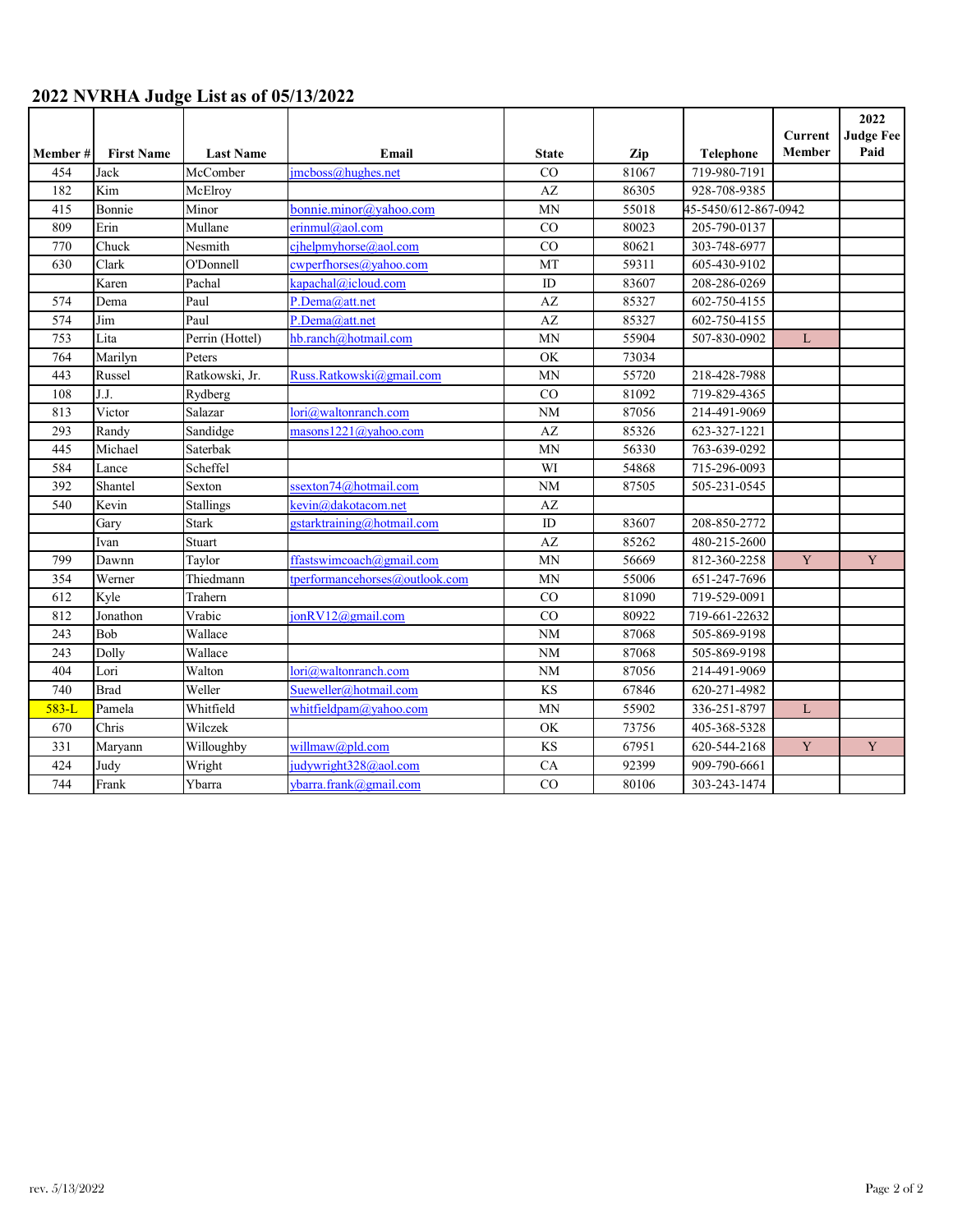## 2022 NVRHA Judge List as of 05/13/2022

| Member # | First Name | Last Name | Email | State | Zip | Telephone | Current Member | 2022 Judge Fee Paid |
|---|---|---|---|---|---|---|---|---|
| 454 | Jack | McComber | jmcboss@hughes.net | CO | 81067 | 719-980-7191 | | |
| 182 | Kim | McElroy | | AZ | 86305 | 928-708-9385 | | |
| 415 | Bonnie | Minor | bonnie.minor@yahoo.com | MN | 55018 | 45-5450/612-867-0942 | | |
| 809 | Erin | Mullane | erinmul@aol.com | CO | 80023 | 205-790-0137 | | |
| 770 | Chuck | Nesmith | cjhelpmyhorse@aol.com | CO | 80621 | 303-748-6977 | | |
| 630 | Clark | O'Donnell | cwperfhorses@yahoo.com | MT | 59311 | 605-430-9102 | | |
| | Karen | Pachal | kapachal@icloud.com | ID | 83607 | 208-286-0269 | | |
| 574 | Dema | Paul | P.Dema@att.net | AZ | 85327 | 602-750-4155 | | |
| 574 | Jim | Paul | P.Dema@att.net | AZ | 85327 | 602-750-4155 | | |
| 753 | Lita | Perrin (Hottel) | hb.ranch@hotmail.com | MN | 55904 | 507-830-0902 | L | |
| 764 | Marilyn | Peters | | OK | 73034 | | | |
| 443 | Russel | Ratkowski, Jr. | Russ.Ratkowski@gmail.com | MN | 55720 | 218-428-7988 | | |
| 108 | J.J. | Rydberg | | CO | 81092 | 719-829-4365 | | |
| 813 | Victor | Salazar | lori@waltonranch.com | NM | 87056 | 214-491-9069 | | |
| 293 | Randy | Sandidge | masons1221@yahoo.com | AZ | 85326 | 623-327-1221 | | |
| 445 | Michael | Saterbak | | MN | 56330 | 763-639-0292 | | |
| 584 | Lance | Scheffel | | WI | 54868 | 715-296-0093 | | |
| 392 | Shantel | Sexton | ssexton74@hotmail.com | NM | 87505 | 505-231-0545 | | |
| 540 | Kevin | Stallings | kevin@dakotacom.net | AZ | | | | |
| | Gary | Stark | gstarktraining@hotmail.com | ID | 83607 | 208-850-2772 | | |
| | Ivan | Stuart | | AZ | 85262 | 480-215-2600 | | |
| 799 | Dawnn | Taylor | ffastswimcoach@gmail.com | MN | 56669 | 812-360-2258 | Y | Y |
| 354 | Werner | Thiedmann | tperformancehorses@outlook.com | MN | 55006 | 651-247-7696 | | |
| 612 | Kyle | Trahern | | CO | 81090 | 719-529-0091 | | |
| 812 | Jonathon | Vrabic | jonRV12@gmail.com | CO | 80922 | 719-661-22632 | | |
| 243 | Bob | Wallace | | NM | 87068 | 505-869-9198 | | |
| 243 | Dolly | Wallace | | NM | 87068 | 505-869-9198 | | |
| 404 | Lori | Walton | lori@waltonranch.com | NM | 87056 | 214-491-9069 | | |
| 740 | Brad | Weller | Sueweller@hotmail.com | KS | 67846 | 620-271-4982 | | |
| 583-L | Pamela | Whitfield | whitfieldpam@yahoo.com | MN | 55902 | 336-251-8797 | L | |
| 670 | Chris | Wilczek | | OK | 73756 | 405-368-5328 | | |
| 331 | Maryann | Willoughby | willmaw@pld.com | KS | 67951 | 620-544-2168 | Y | Y |
| 424 | Judy | Wright | judywright328@aol.com | CA | 92399 | 909-790-6661 | | |
| 744 | Frank | Ybarra | ybarra.frank@gmail.com | CO | 80106 | 303-243-1474 | | |

rev. 5/13/2022